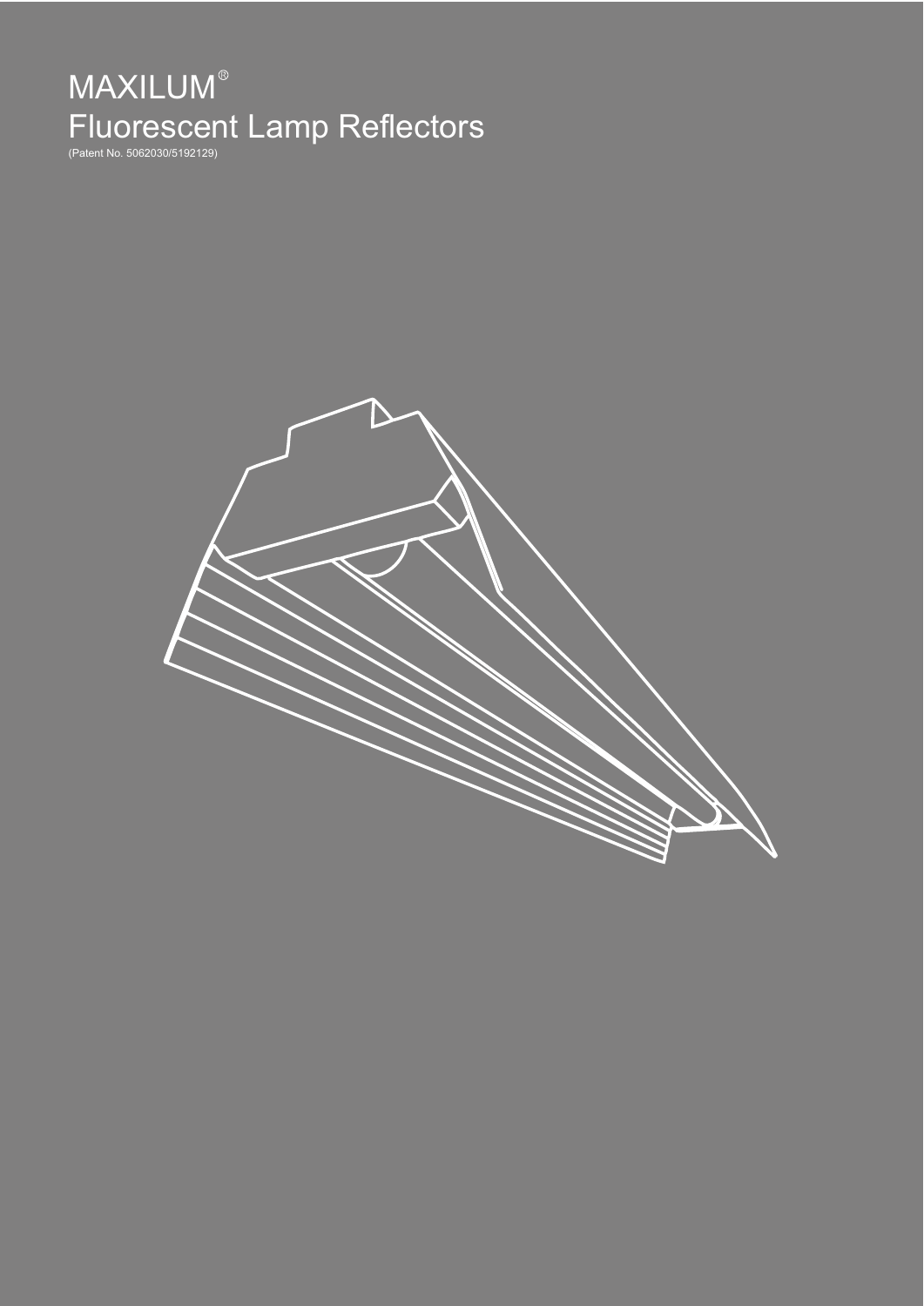# MAXILUM®
# Fluorescent Lamp Reflectors

(Patent No. 5062030/5192129)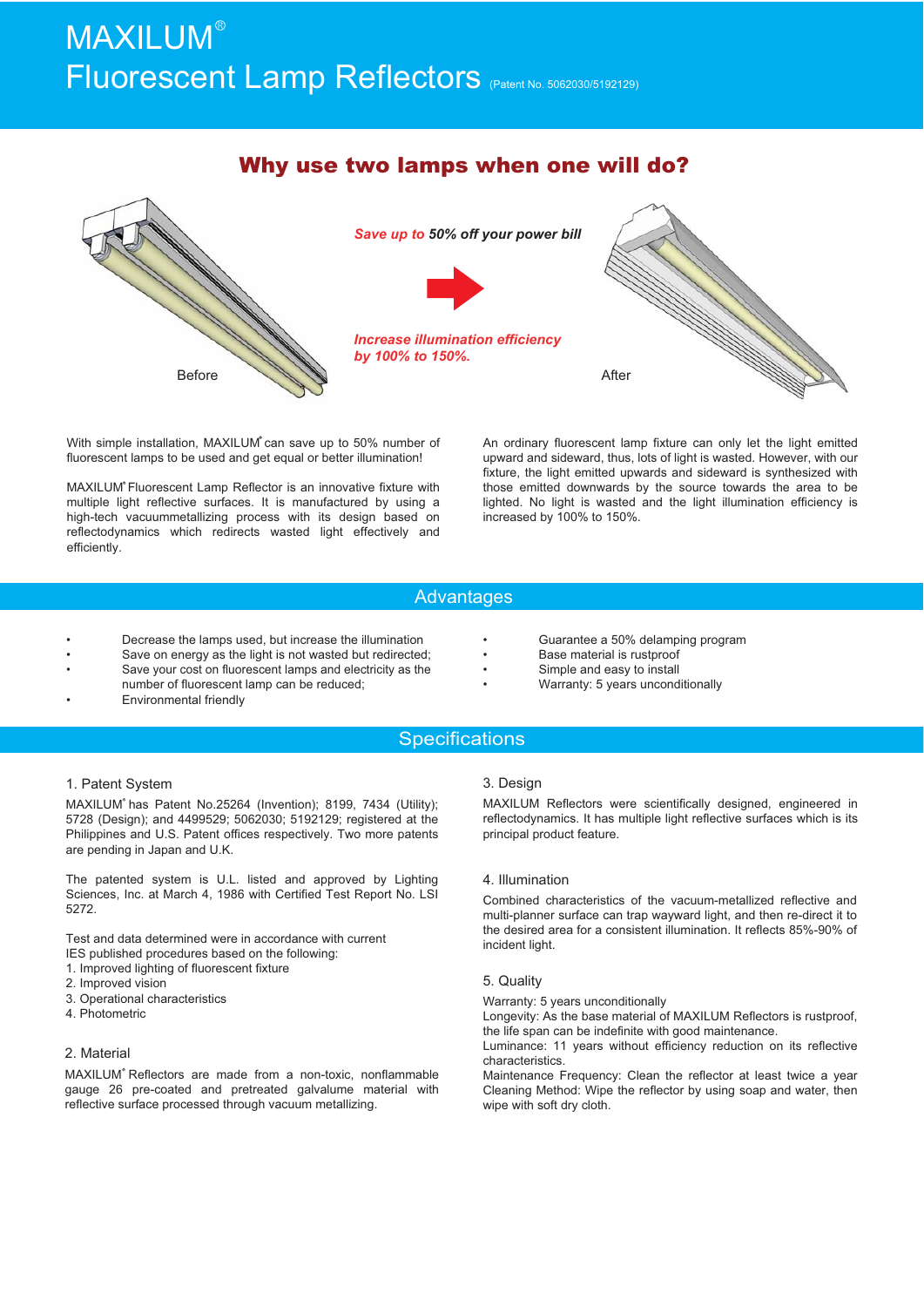# MAXILUM®
# Fluorescent Lamp Reflectors (Patent No. 5062030/5192129)

## Why use two lamps when one will do?

Before

*Save up to **50% off your power bill***

*Increase illumination efficiency by 100% to 150%.*

After

With simple installation, MAXILUM® can save up to 50% number of fluorescent lamps to be used and get equal or better illumination!

MAXILUM® Fluorescent Lamp Reflector is an innovative fixture with multiple light reflective surfaces. It is manufactured by using a high-tech vacuummetallizing process with its design based on reflectodynamics which redirects wasted light effectively and efficiently.

An ordinary fluorescent lamp fixture can only let the light emitted upward and sideward, thus, lots of light is wasted. However, with our fixture, the light emitted upwards and sideward is synthesized with those emitted downwards by the source towards the area to be lighted. No light is wasted and the light illumination efficiency is increased by 100% to 150%.

## Advantages

- Decrease the lamps used, but increase the illumination
- Save on energy as the light is not wasted but redirected;
- Save your cost on fluorescent lamps and electricity as the number of fluorescent lamp can be reduced;
- Environmental friendly
- Guarantee a 50% delamping program
- Base material is rustproof
- Simple and easy to install
- Warranty: 5 years unconditionally

## Specifications

### 1. Patent System

MAXILUM® has Patent No.25264 (Invention); 8199, 7434 (Utility); 5728 (Design); and 4499529; 5062030; 5192129; registered at the Philippines and U.S. Patent offices respectively. Two more patents are pending in Japan and U.K.

The patented system is U.L. listed and approved by Lighting Sciences, Inc. at March 4, 1986 with Certified Test Report No. LSI 5272.

Test and data determined were in accordance with current IES published procedures based on the following:
1. Improved lighting of fluorescent fixture
2. Improved vision
3. Operational characteristics
4. Photometric

### 2. Material

MAXILUM® Reflectors are made from a non-toxic, nonflammable gauge 26 pre-coated and pretreated galvalume material with reflective surface processed through vacuum metallizing.

### 3. Design

MAXILUM Reflectors were scientifically designed, engineered in reflectodynamics. It has multiple light reflective surfaces which is its principal product feature.

### 4. Illumination

Combined characteristics of the vacuum-metallized reflective and multi-planner surface can trap wayward light, and then re-direct it to the desired area for a consistent illumination. It reflects 85%-90% of incident light.

### 5. Quality

Warranty: 5 years unconditionally
Longevity: As the base material of MAXILUM Reflectors is rustproof, the life span can be indefinite with good maintenance.
Luminance: 11 years without efficiency reduction on its reflective characteristics.
Maintenance Frequency: Clean the reflector at least twice a year
Cleaning Method: Wipe the reflector by using soap and water, then wipe with soft dry cloth.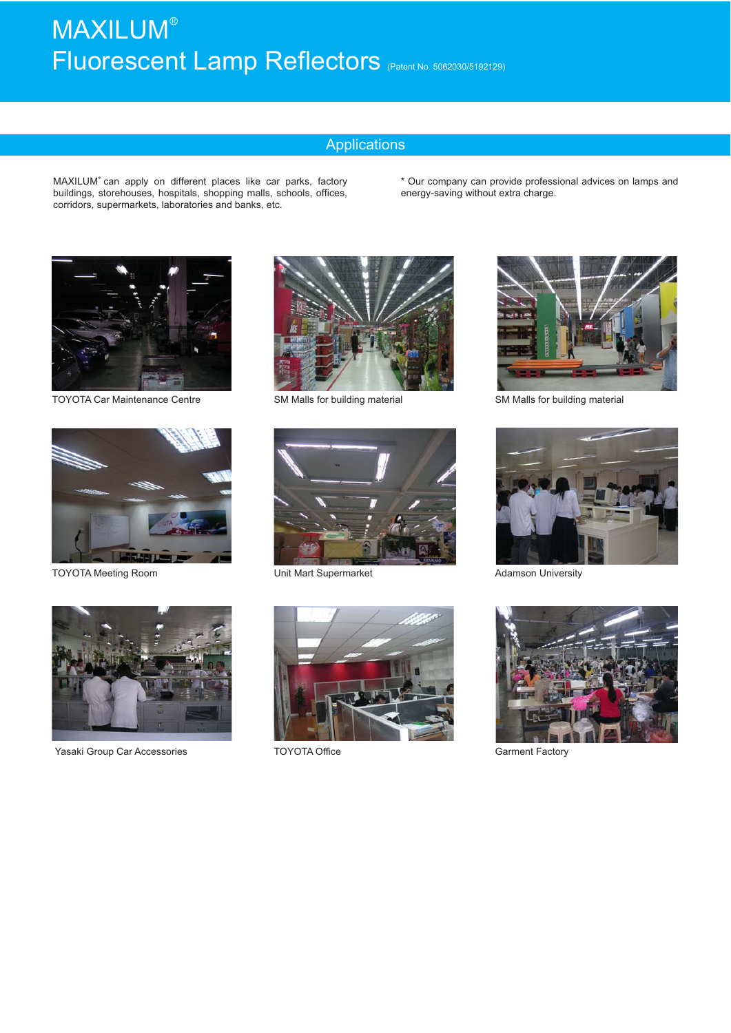# MAXILUM®
# Fluorescent Lamp Reflectors (Patent No. 5062030/5192129)

## Applications

MAXILUM® can apply on different places like car parks, factory buildings, storehouses, hospitals, shopping malls, schools, offices, corridors, supermarkets, laboratories and banks, etc.

* Our company can provide professional advices on lamps and energy-saving without extra charge.

TOYOTA Car Maintenance Centre

SM Malls for building material

SM Malls for building material

TOYOTA Meeting Room

Unit Mart Supermarket

Adamson University

Yasaki Group Car Accessories

TOYOTA Office

Garment Factory